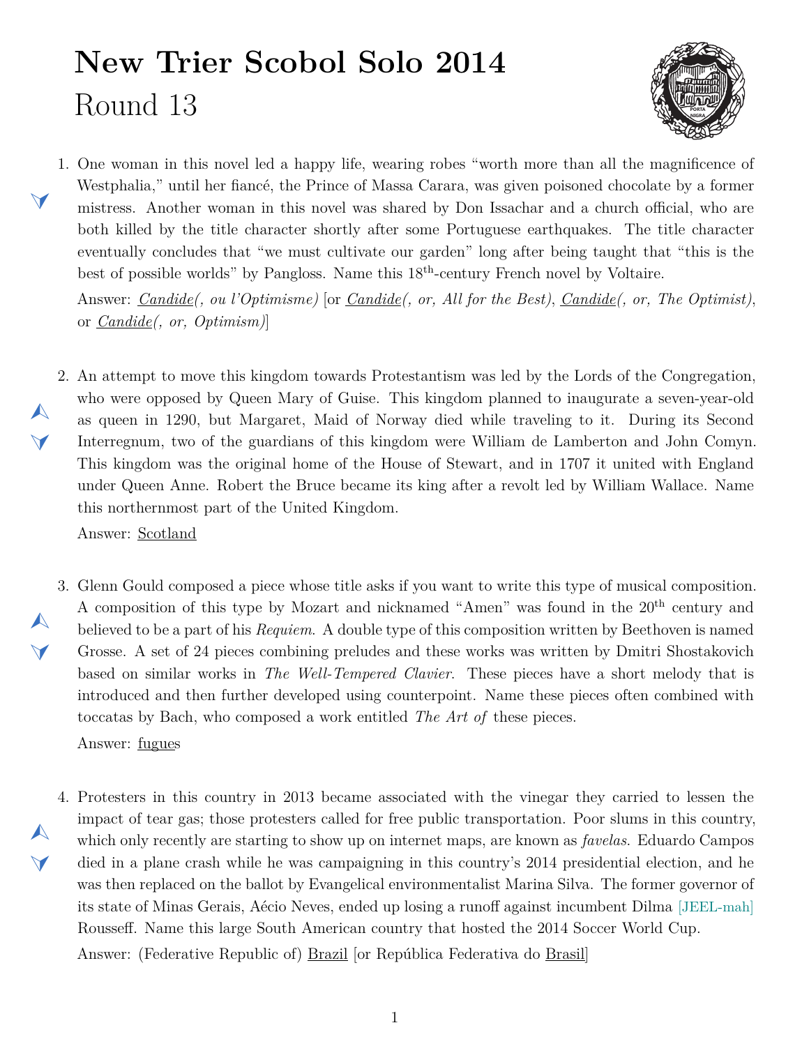# New Trier Scobol Solo 2014

## Round 13

1. One woman in this novel led a happy life, wearing robes "worth more than all the magnificence of Westphalia," until her fiancé, the Prince of Massa Carara, was given poisoned chocolate by a former mistress. Another woman in this novel was shared by Don Issachar and a church official, who are both killed by the title character shortly after some Portuguese earthquakes. The title character eventually concludes that "we must cultivate our garden" long after being taught that "this is the best of possible worlds" by Pangloss. Name this 18th-century French novel by Voltaire.

   Answer: *Candide(, ou l'Optimisme)* [or *Candide(, or, All for the Best)*, *Candide(, or, The Optimist)*, or *Candide(, or, Optimism)*]

2. An attempt to move this kingdom towards Protestantism was led by the Lords of the Congregation, who were opposed by Queen Mary of Guise. This kingdom planned to inaugurate a seven-year-old as queen in 1290, but Margaret, Maid of Norway died while traveling to it. During its Second Interregnum, two of the guardians of this kingdom were William de Lamberton and John Comyn. This kingdom was the original home of the House of Stewart, and in 1707 it united with England under Queen Anne. Robert the Bruce became its king after a revolt led by William Wallace. Name this northernmost part of the United Kingdom.

   Answer: Scotland

3. Glenn Gould composed a piece whose title asks if you want to write this type of musical composition. A composition of this type by Mozart and nicknamed "Amen" was found in the 20th century and believed to be a part of his *Requiem*. A double type of this composition written by Beethoven is named Grosse. A set of 24 pieces combining preludes and these works was written by Dmitri Shostakovich based on similar works in *The Well-Tempered Clavier*. These pieces have a short melody that is introduced and then further developed using counterpoint. Name these pieces often combined with toccatas by Bach, who composed a work entitled *The Art of* these pieces.

   Answer: fugues

4. Protesters in this country in 2013 became associated with the vinegar they carried to lessen the impact of tear gas; those protesters called for free public transportation. Poor slums in this country, which only recently are starting to show up on internet maps, are known as *favelas*. Eduardo Campos died in a plane crash while he was campaigning in this country's 2014 presidential election, and he was then replaced on the ballot by Evangelical environmentalist Marina Silva. The former governor of its state of Minas Gerais, Aécio Neves, ended up losing a runoff against incumbent Dilma [JEEL-mah] Rousseff. Name this large South American country that hosted the 2014 Soccer World Cup.

   Answer: (Federative Republic of) Brazil [or República Federativa do Brasil]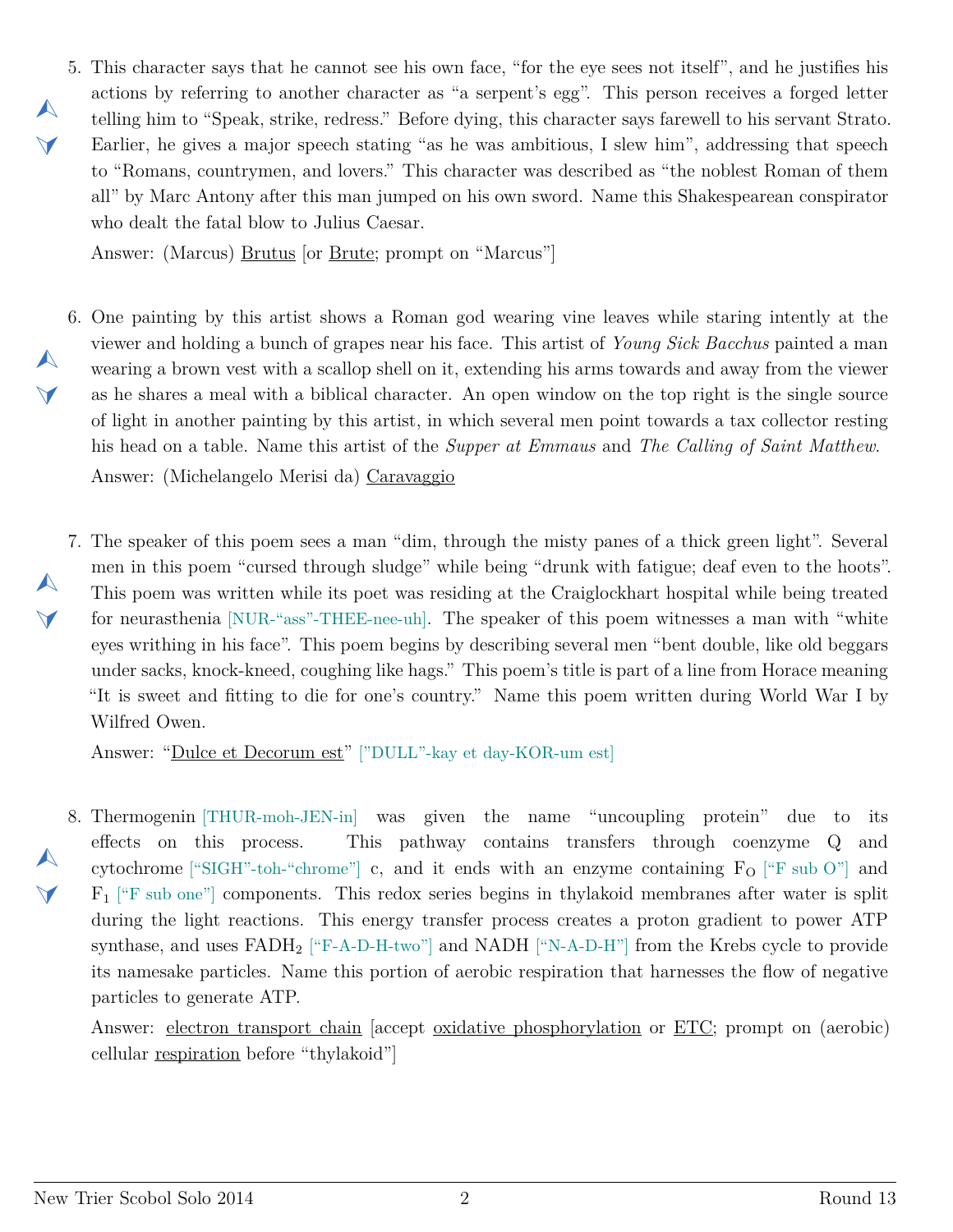5. This character says that he cannot see his own face, "for the eye sees not itself", and he justifies his actions by referring to another character as "a serpent's egg". This person receives a forged letter telling him to "Speak, strike, redress." Before dying, this character says farewell to his servant Strato. Earlier, he gives a major speech stating "as he was ambitious, I slew him", addressing that speech to "Romans, countrymen, and lovers." This character was described as "the noblest Roman of them all" by Marc Antony after this man jumped on his own sword. Name this Shakespearean conspirator who dealt the fatal blow to Julius Caesar.

   Answer: (Marcus) Brutus [or Brute; prompt on "Marcus"]

6. One painting by this artist shows a Roman god wearing vine leaves while staring intently at the viewer and holding a bunch of grapes near his face. This artist of *Young Sick Bacchus* painted a man wearing a brown vest with a scallop shell on it, extending his arms towards and away from the viewer as he shares a meal with a biblical character. An open window on the top right is the single source of light in another painting by this artist, in which several men point towards a tax collector resting his head on a table. Name this artist of the *Supper at Emmaus* and *The Calling of Saint Matthew*.

   Answer: (Michelangelo Merisi da) Caravaggio

7. The speaker of this poem sees a man "dim, through the misty panes of a thick green light". Several men in this poem "cursed through sludge" while being "drunk with fatigue; deaf even to the hoots". This poem was written while its poet was residing at the Craiglockhart hospital while being treated for neurasthenia [NUR-"ass"-THEE-nee-uh]. The speaker of this poem witnesses a man with "white eyes writhing in his face". This poem begins by describing several men "bent double, like old beggars under sacks, knock-kneed, coughing like hags." This poem's title is part of a line from Horace meaning "It is sweet and fitting to die for one's country." Name this poem written during World War I by Wilfred Owen.

   Answer: "Dulce et Decorum est" ["DULL"-kay et day-KOR-um est]

8. Thermogenin [THUR-moh-JEN-in] was given the name "uncoupling protein" due to its effects on this process. This pathway contains transfers through coenzyme Q and cytochrome ["SIGH"-toh-"chrome"] c, and it ends with an enzyme containing $F_O$ ["F sub O"] and $F_1$ ["F sub one"] components. This redox series begins in thylakoid membranes after water is split during the light reactions. This energy transfer process creates a proton gradient to power ATP synthase, and uses $FADH_2$ ["F-A-D-H-two"] and NADH ["N-A-D-H"] from the Krebs cycle to provide its namesake particles. Name this portion of aerobic respiration that harnesses the flow of negative particles to generate ATP.

   Answer: electron transport chain [accept oxidative phosphorylation or ETC; prompt on (aerobic) cellular respiration before "thylakoid"]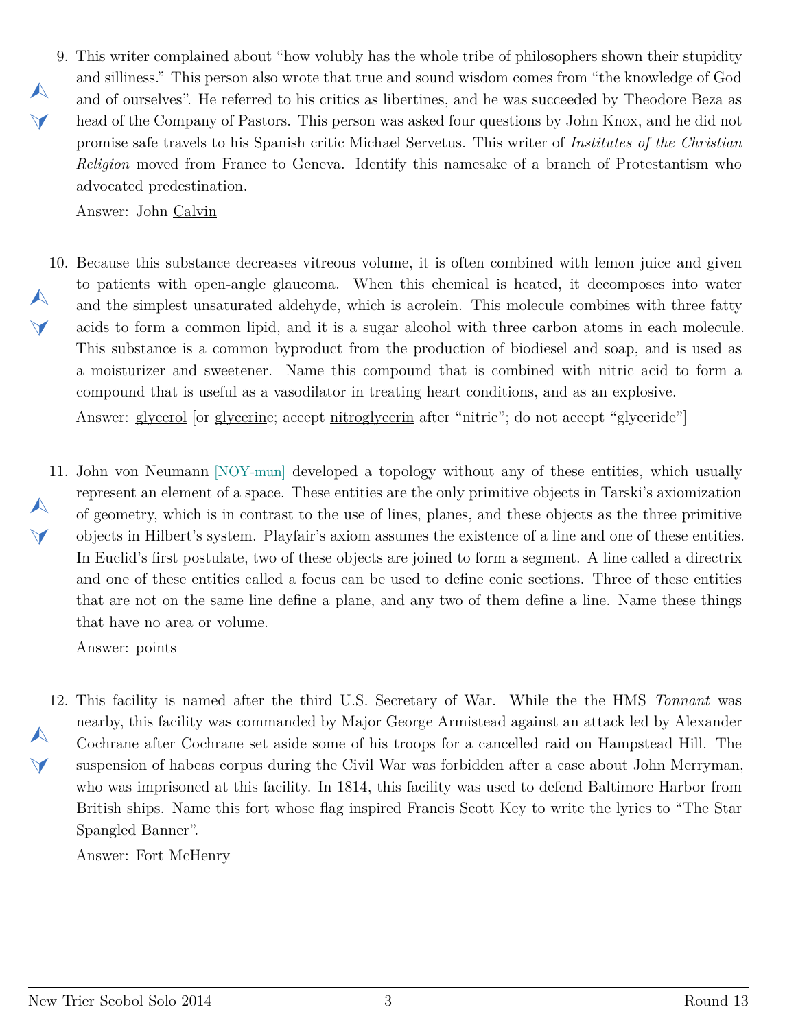9. This writer complained about "how volubly has the whole tribe of philosophers shown their stupidity and silliness." This person also wrote that true and sound wisdom comes from "the knowledge of God and of ourselves". He referred to his critics as libertines, and he was succeeded by Theodore Beza as head of the Company of Pastors. This person was asked four questions by John Knox, and he did not promise safe travels to his Spanish critic Michael Servetus. This writer of *Institutes of the Christian Religion* moved from France to Geneva. Identify this namesake of a branch of Protestantism who advocated predestination.

   Answer: John <u>Calvin</u>

10. Because this substance decreases vitreous volume, it is often combined with lemon juice and given to patients with open-angle glaucoma. When this chemical is heated, it decomposes into water and the simplest unsaturated aldehyde, which is acrolein. This molecule combines with three fatty acids to form a common lipid, and it is a sugar alcohol with three carbon atoms in each molecule. This substance is a common byproduct from the production of biodiesel and soap, and is used as a moisturizer and sweetener. Name this compound that is combined with nitric acid to form a compound that is useful as a vasodilator in treating heart conditions, and as an explosive.

    Answer: <u>glycerol</u> [or <u>glycerin</u>e; accept <u>nitroglycerin</u> after "nitric"; do not accept "glyceride"]

11. John von Neumann [NOY-mun] developed a topology without any of these entities, which usually represent an element of a space. These entities are the only primitive objects in Tarski's axiomization of geometry, which is in contrast to the use of lines, planes, and these objects as the three primitive objects in Hilbert's system. Playfair's axiom assumes the existence of a line and one of these entities. In Euclid's first postulate, two of these objects are joined to form a segment. A line called a directrix and one of these entities called a focus can be used to define conic sections. Three of these entities that are not on the same line define a plane, and any two of them define a line. Name these things that have no area or volume.

    Answer: <u>point</u>s

12. This facility is named after the third U.S. Secretary of War. While the the HMS *Tonnant* was nearby, this facility was commanded by Major George Armistead against an attack led by Alexander Cochrane after Cochrane set aside some of his troops for a cancelled raid on Hampstead Hill. The suspension of habeas corpus during the Civil War was forbidden after a case about John Merryman, who was imprisoned at this facility. In 1814, this facility was used to defend Baltimore Harbor from British ships. Name this fort whose flag inspired Francis Scott Key to write the lyrics to "The Star Spangled Banner".

    Answer: Fort <u>McHenry</u>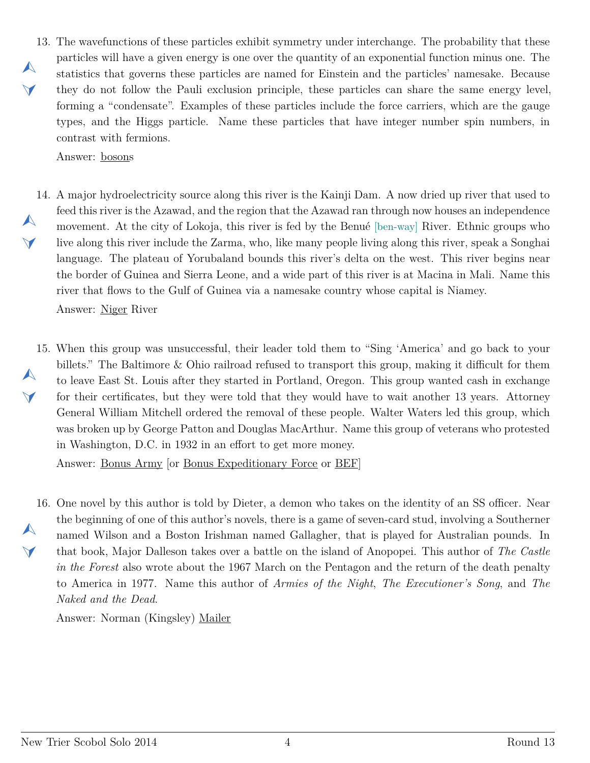13. The wavefunctions of these particles exhibit symmetry under interchange. The probability that these particles will have a given energy is one over the quantity of an exponential function minus one. The statistics that governs these particles are named for Einstein and the particles' namesake. Because they do not follow the Pauli exclusion principle, these particles can share the same energy level, forming a "condensate". Examples of these particles include the force carriers, which are the gauge types, and the Higgs particle. Name these particles that have integer number spin numbers, in contrast with fermions.

    Answer: <u>boson</u>s

14. A major hydroelectricity source along this river is the Kainji Dam. A now dried up river that used to feed this river is the Azawad, and the region that the Azawad ran through now houses an independence movement. At the city of Lokoja, this river is fed by the Benué [ben-way] River. Ethnic groups who live along this river include the Zarma, who, like many people living along this river, speak a Songhai language. The plateau of Yorubaland bounds this river's delta on the west. This river begins near the border of Guinea and Sierra Leone, and a wide part of this river is at Macina in Mali. Name this river that flows to the Gulf of Guinea via a namesake country whose capital is Niamey.

    Answer: <u>Niger</u> River

15. When this group was unsuccessful, their leader told them to "Sing 'America' and go back to your billets." The Baltimore & Ohio railroad refused to transport this group, making it difficult for them to leave East St. Louis after they started in Portland, Oregon. This group wanted cash in exchange for their certificates, but they were told that they would have to wait another 13 years. Attorney General William Mitchell ordered the removal of these people. Walter Waters led this group, which was broken up by George Patton and Douglas MacArthur. Name this group of veterans who protested in Washington, D.C. in 1932 in an effort to get more money.

    Answer: <u>Bonus Army</u> [or <u>Bonus Expeditionary Force</u> or <u>BEF</u>]

16. One novel by this author is told by Dieter, a demon who takes on the identity of an SS officer. Near the beginning of one of this author's novels, there is a game of seven-card stud, involving a Southerner named Wilson and a Boston Irishman named Gallagher, that is played for Australian pounds. In that book, Major Dalleson takes over a battle on the island of Anopopei. This author of *The Castle in the Forest* also wrote about the 1967 March on the Pentagon and the return of the death penalty to America in 1977. Name this author of *Armies of the Night*, *The Executioner's Song*, and *The Naked and the Dead*.

    Answer: Norman (Kingsley) <u>Mailer</u>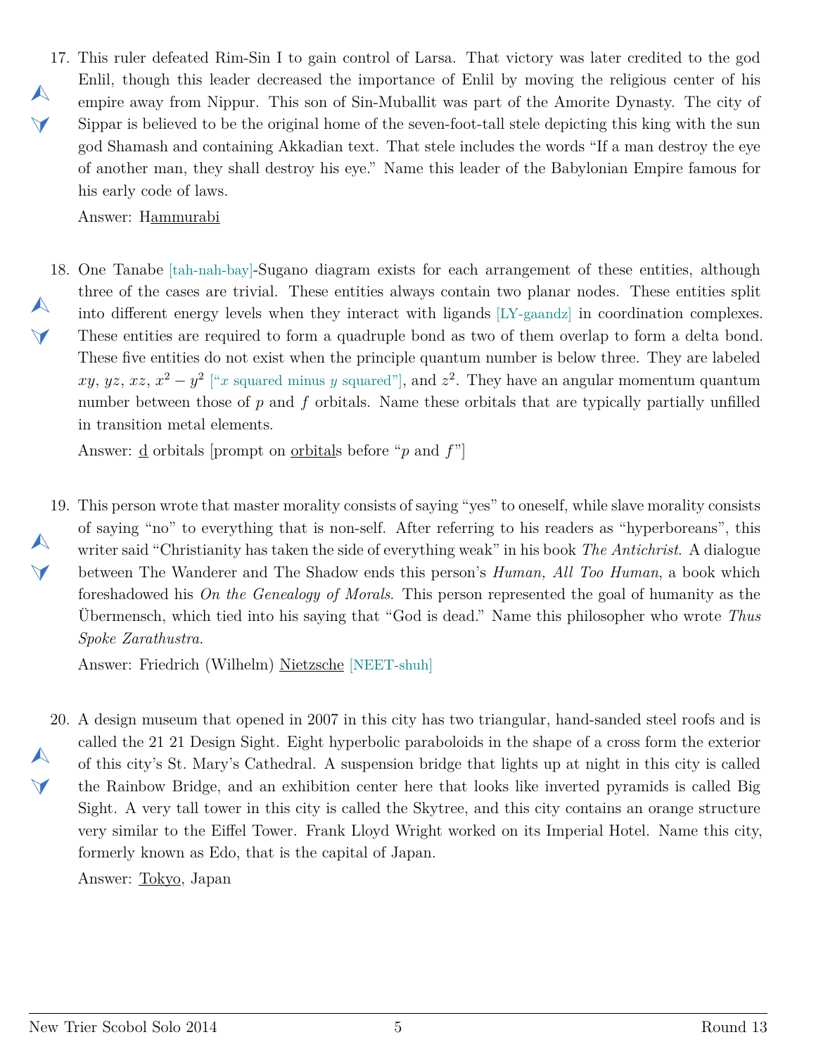17. This ruler defeated Rim-Sin I to gain control of Larsa. That victory was later credited to the god Enlil, though this leader decreased the importance of Enlil by moving the religious center of his empire away from Nippur. This son of Sin-Muballit was part of the Amorite Dynasty. The city of Sippar is believed to be the original home of the seven-foot-tall stele depicting this king with the sun god Shamash and containing Akkadian text. That stele includes the words "If a man destroy the eye of another man, they shall destroy his eye." Name this leader of the Babylonian Empire famous for his early code of laws.

    Answer: H<u>ammurabi</u>

18. One Tanabe [tah-nah-bay]-Sugano diagram exists for each arrangement of these entities, although three of the cases are trivial. These entities always contain two planar nodes. These entities split into different energy levels when they interact with ligands [LY-gaandz] in coordination complexes. These entities are required to form a quadruple bond as two of them overlap to form a delta bond. These five entities do not exist when the principle quantum number is below three. They are labeled $xy$, $yz$, $xz$, $x^2 - y^2$ ["$x$ squared minus $y$ squared"], and $z^2$. They have an angular momentum quantum number between those of $p$ and $f$ orbitals. Name these orbitals that are typically partially unfilled in transition metal elements.

    Answer: <u>d</u> orbitals [prompt on <u>orbital</u>s before "$p$ and $f$"]

19. This person wrote that master morality consists of saying "yes" to oneself, while slave morality consists of saying "no" to everything that is non-self. After referring to his readers as "hyperboreans", this writer said "Christianity has taken the side of everything weak" in his book *The Antichrist*. A dialogue between The Wanderer and The Shadow ends this person's *Human, All Too Human*, a book which foreshadowed his *On the Genealogy of Morals*. This person represented the goal of humanity as the Übermensch, which tied into his saying that "God is dead." Name this philosopher who wrote *Thus Spoke Zarathustra*.

    Answer: Friedrich (Wilhelm) <u>Nietzsche</u> [NEET-shuh]

20. A design museum that opened in 2007 in this city has two triangular, hand-sanded steel roofs and is called the 21 21 Design Sight. Eight hyperbolic paraboloids in the shape of a cross form the exterior of this city's St. Mary's Cathedral. A suspension bridge that lights up at night in this city is called the Rainbow Bridge, and an exhibition center here that looks like inverted pyramids is called Big Sight. A very tall tower in this city is called the Skytree, and this city contains an orange structure very similar to the Eiffel Tower. Frank Lloyd Wright worked on its Imperial Hotel. Name this city, formerly known as Edo, that is the capital of Japan.

    Answer: <u>Tokyo</u>, Japan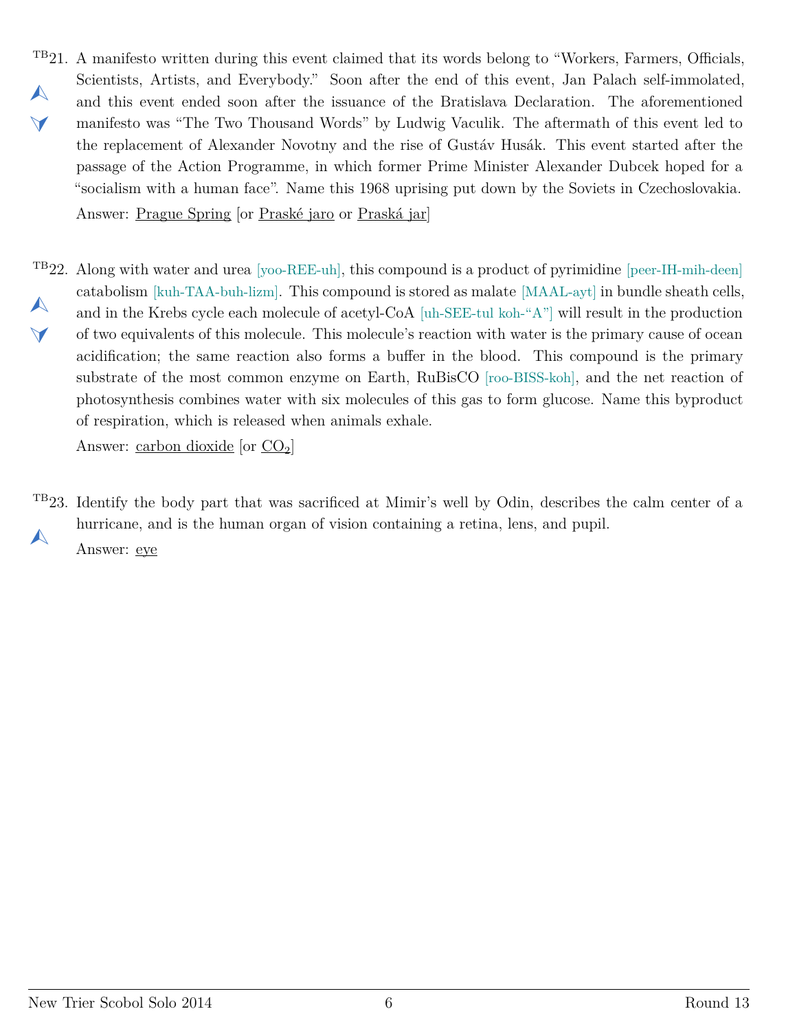TB21. A manifesto written during this event claimed that its words belong to "Workers, Farmers, Officials, Scientists, Artists, and Everybody." Soon after the end of this event, Jan Palach self-immolated, and this event ended soon after the issuance of the Bratislava Declaration. The aforementioned manifesto was "The Two Thousand Words" by Ludwig Vaculik. The aftermath of this event led to the replacement of Alexander Novotny and the rise of Gustáv Husák. This event started after the passage of the Action Programme, in which former Prime Minister Alexander Dubcek hoped for a "socialism with a human face". Name this 1968 uprising put down by the Soviets in Czechoslovakia.

Answer: Prague Spring [or Praské jaro or Praská jar]

TB22. Along with water and urea [yoo-REE-uh], this compound is a product of pyrimidine [peer-IH-mih-deen] catabolism [kuh-TAA-buh-lizm]. This compound is stored as malate [MAAL-ayt] in bundle sheath cells, and in the Krebs cycle each molecule of acetyl-CoA [uh-SEE-tul koh-"A"] will result in the production of two equivalents of this molecule. This molecule's reaction with water is the primary cause of ocean acidification; the same reaction also forms a buffer in the blood. This compound is the primary substrate of the most common enzyme on Earth, RuBisCO [roo-BISS-koh], and the net reaction of photosynthesis combines water with six molecules of this gas to form glucose. Name this byproduct of respiration, which is released when animals exhale.

Answer: carbon dioxide [or $CO_2$]

TB23. Identify the body part that was sacrificed at Mimir's well by Odin, describes the calm center of a hurricane, and is the human organ of vision containing a retina, lens, and pupil.

Answer: eye